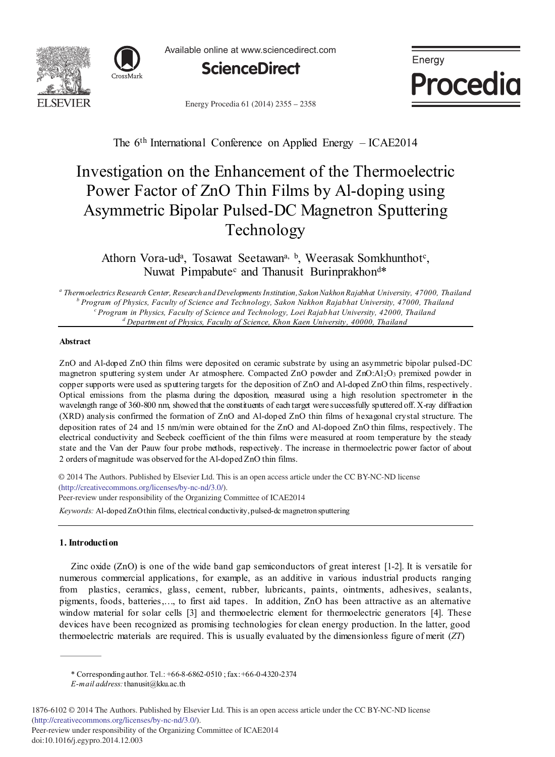The 6th International Conference on Applied Energy – ICAE2014

# Investigation on the Enhancement of the Thermoelectric Power Factor of ZnO Thin Films by Al-doping using Asymmetric Bipolar Pulsed-DC Magnetron Sputtering Technology

Athorn Vora-ud[a], Tosawat Seetawan[a, b], Weerasak Somkhunthot[c], Nuwat Pimpabute[c] and Thanusit Burinprakhon[d]*

[a] *Thermoelectrics Research Center, Research and Developments Institution, Sakon Nakhon Rajabhat University, 47000, Thailand*
[b] *Program of Physics, Faculty of Science and Technology, Sakon Nakhon Rajabhat University, 47000, Thailand*
[c] *Program in Physics, Faculty of Science and Technology, Loei Rajabhat University, 42000, Thailand*
[d] *Department of Physics, Faculty of Science, Khon Kaen University, 40000, Thailand*

## Abstract

ZnO and Al-doped ZnO thin films were deposited on ceramic substrate by using an asymmetric bipolar pulsed-DC magnetron sputtering system under Ar atmosphere. Compacted ZnO powder and ZnO:$Al_2O_3$ premixed powder in copper supports were used as sputtering targets for the deposition of ZnO and Al-doped ZnO thin films, respectively. Optical emissions from the plasma during the deposition, measured using a high resolution spectrometer in the wavelength range of 360-800 nm, showed that the constituents of each target were successfully sputtered off. X-ray diffraction (XRD) analysis confirmed the formation of ZnO and Al-doped ZnO thin films of hexagonal crystal structure. The deposition rates of 24 and 15 nm/min were obtained for the ZnO and Al-dopoed ZnO thin films, respectively. The electrical conductivity and Seebeck coefficient of the thin films were measured at room temperature by the steady state and the Van der Pauw four probe methods, respectively. The increase in thermoelectric power factor of about 2 orders of magnitude was observed for the Al-doped ZnO thin films.

© 2014 The Authors. Published by Elsevier Ltd. This is an open access article under the CC BY-NC-ND license (http://creativecommons.org/licenses/by-nc-nd/3.0/).
Peer-review under responsibility of the Organizing Committee of ICAE2014

*Keywords:* Al-doped ZnO thin films, electrical conductivity, pulsed-dc magnetron sputtering

## 1. Introduction

Zinc oxide (ZnO) is one of the wide band gap semiconductors of great interest [1-2]. It is versatile for numerous commercial applications, for example, as an additive in various industrial products ranging from plastics, ceramics, glass, cement, rubber, lubricants, paints, ointments, adhesives, sealants, pigments, foods, batteries,…, to first aid tapes. In addition, ZnO has been attractive as an alternative window material for solar cells [3] and thermoelectric element for thermoelectric generators [4]. These devices have been recognized as promising technologies for clean energy production. In the latter, good thermoelectric materials are required. This is usually evaluated by the dimensionless figure of merit (*ZT*)

\* Corresponding author. Tel.: +66-8-6862-0510 ; fax: +66-0-4320-2374
*E-mail address:* thanusit@kku.ac.th

1876-6102 © 2014 The Authors. Published by Elsevier Ltd. This is an open access article under the CC BY-NC-ND license (http://creativecommons.org/licenses/by-nc-nd/3.0/).
Peer-review under responsibility of the Organizing Committee of ICAE2014
doi:10.1016/j.egypro.2014.12.003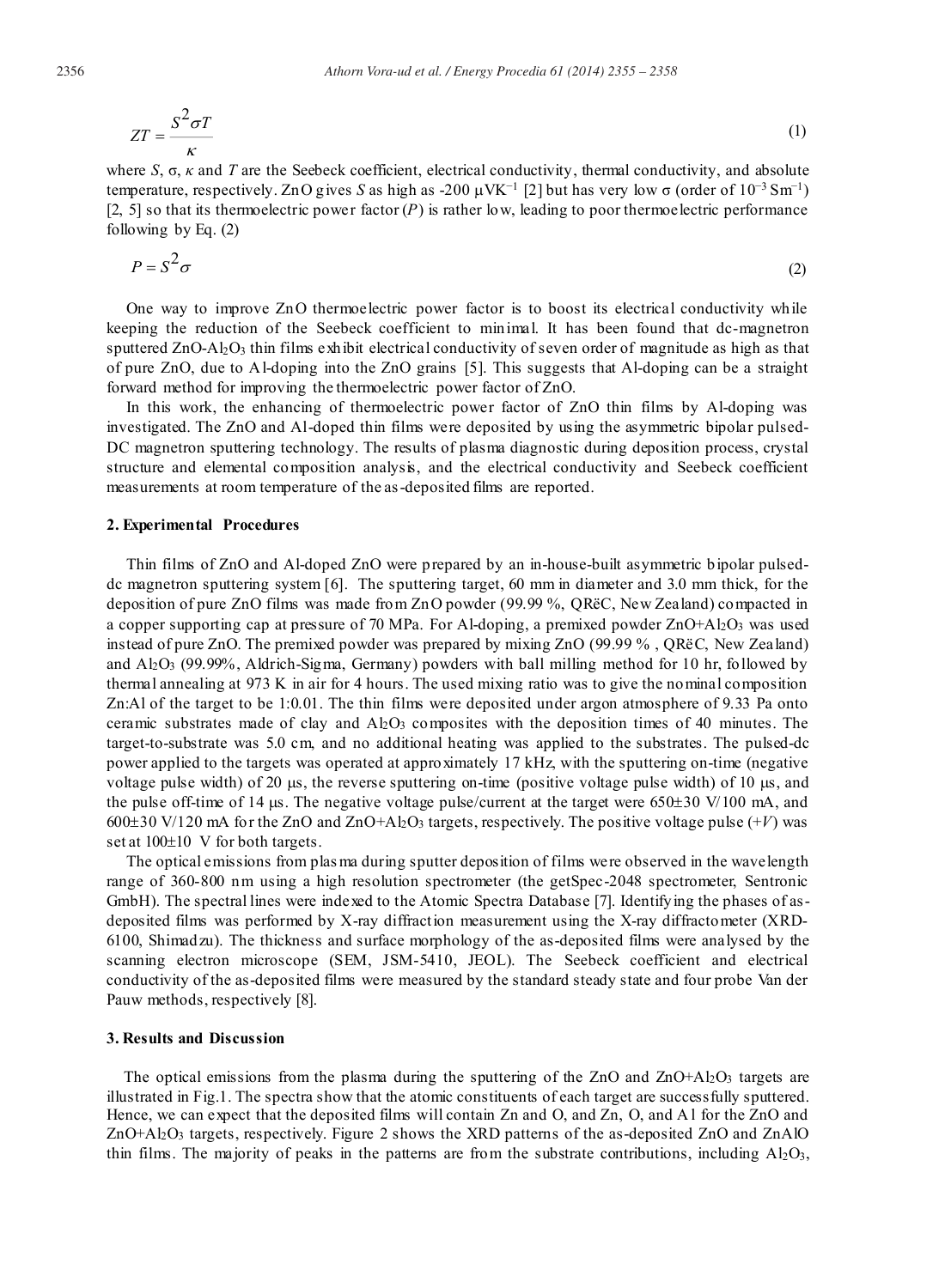$$ZT = \frac{S^2 \sigma T}{\kappa} \tag{1}$$

where $S$, $\sigma$, $\kappa$ and $T$ are the Seebeck coefficient, electrical conductivity, thermal conductivity, and absolute temperature, respectively. ZnO gives $S$ as high as -200 $\mu VK^{-1}$ [2] but has very low $\sigma$ (order of $10^{-3}$ $Sm^{-1}$) [2, 5] so that its thermoelectric power factor ($P$) is rather low, leading to poor thermoelectric performance following by Eq. (2)

$$P = S^2 \sigma \tag{2}$$

One way to improve ZnO thermoelectric power factor is to boost its electrical conductivity while keeping the reduction of the Seebeck coefficient to minimal. It has been found that dc-magnetron sputtered ZnO-$Al_2O_3$ thin films exhibit electrical conductivity of seven order of magnitude as high as that of pure ZnO, due to Al-doping into the ZnO grains [5]. This suggests that Al-doping can be a straight forward method for improving the thermoelectric power factor of ZnO.

In this work, the enhancing of thermoelectric power factor of ZnO thin films by Al-doping was investigated. The ZnO and Al-doped thin films were deposited by using the asymmetric bipolar pulsed-DC magnetron sputtering technology. The results of plasma diagnostic during deposition process, crystal structure and elemental composition analysis, and the electrical conductivity and Seebeck coefficient measurements at room temperature of the as-deposited films are reported.

## 2. Experimental Procedures

Thin films of ZnO and Al-doped ZnO were prepared by an in-house-built asymmetric bipolar pulsed-dc magnetron sputtering system [6]. The sputtering target, 60 mm in diameter and 3.0 mm thick, for the deposition of pure ZnO films was made from ZnO powder (99.99 %, QRëC, New Zealand) compacted in a copper supporting cap at pressure of 70 MPa. For Al-doping, a premixed powder ZnO+$Al_2O_3$ was used instead of pure ZnO. The premixed powder was prepared by mixing ZnO (99.99 % , QRëC, New Zealand) and $Al_2O_3$ (99.99%, Aldrich-Sigma, Germany) powders with ball milling method for 10 hr, followed by thermal annealing at 973 K in air for 4 hours. The used mixing ratio was to give the nominal composition Zn:Al of the target to be 1:0.01. The thin films were deposited under argon atmosphere of 9.33 Pa onto ceramic substrates made of clay and $Al_2O_3$ composites with the deposition times of 40 minutes. The target-to-substrate was 5.0 cm, and no additional heating was applied to the substrates. The pulsed-dc power applied to the targets was operated at approximately 17 kHz, with the sputtering on-time (negative voltage pulse width) of 20 μs, the reverse sputtering on-time (positive voltage pulse width) of 10 μs, and the pulse off-time of 14 μs. The negative voltage pulse/current at the target were 650±30 V/100 mA, and 600±30 V/120 mA for the ZnO and ZnO+$Al_2O_3$ targets, respectively. The positive voltage pulse (+$V$) was set at 100±10 V for both targets.

The optical emissions from plasma during sputter deposition of films were observed in the wavelength range of 360-800 nm using a high resolution spectrometer (the getSpec-2048 spectrometer, Sentronic GmbH). The spectral lines were indexed to the Atomic Spectra Database [7]. Identifying the phases of as-deposited films was performed by X-ray diffraction measurement using the X-ray diffractometer (XRD-6100, Shimadzu). The thickness and surface morphology of the as-deposited films were analysed by the scanning electron microscope (SEM, JSM-5410, JEOL). The Seebeck coefficient and electrical conductivity of the as-deposited films were measured by the standard steady state and four probe Van der Pauw methods, respectively [8].

## 3. Results and Discussion

The optical emissions from the plasma during the sputtering of the ZnO and ZnO+$Al_2O_3$ targets are illustrated in Fig.1. The spectra show that the atomic constituents of each target are successfully sputtered. Hence, we can expect that the deposited films will contain Zn and O, and Zn, O, and Al for the ZnO and ZnO+$Al_2O_3$ targets, respectively. Figure 2 shows the XRD patterns of the as-deposited ZnO and ZnAlO thin films. The majority of peaks in the patterns are from the substrate contributions, including $Al_2O_3$,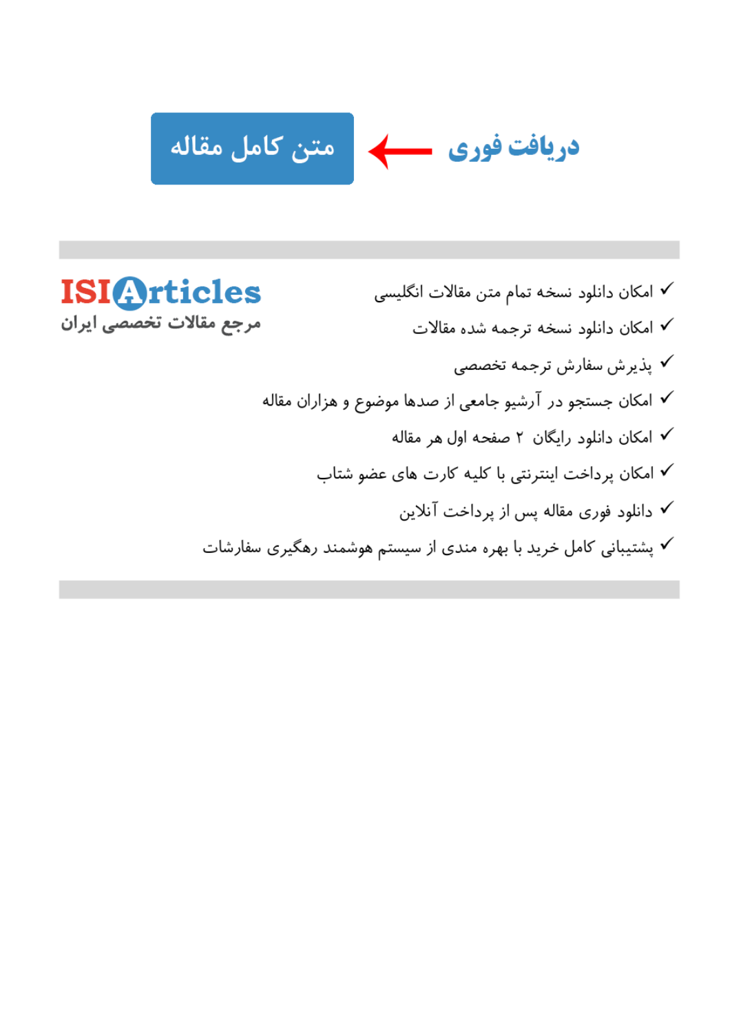دریافت فوری ← متن کامل مقاله

**ISIArticles**
مرجع مقالات تخصصی ایران

- ✓ امکان دانلود نسخه تمام متن مقالات انگلیسی
- ✓ امکان دانلود نسخه ترجمه شده مقالات
- ✓ پذیرش سفارش ترجمه تخصصی
- ✓ امکان جستجو در آرشیو جامعی از صدها موضوع و هزاران مقاله
- ✓ امکان دانلود رایگان ۲ صفحه اول هر مقاله
- ✓ امکان پرداخت اینترنتی با کلیه کارت های عضو شتاب
- ✓ دانلود فوری مقاله پس از پرداخت آنلاین
- ✓ پشتیبانی کامل خرید با بهره مندی از سیستم هوشمند رهگیری سفارشات